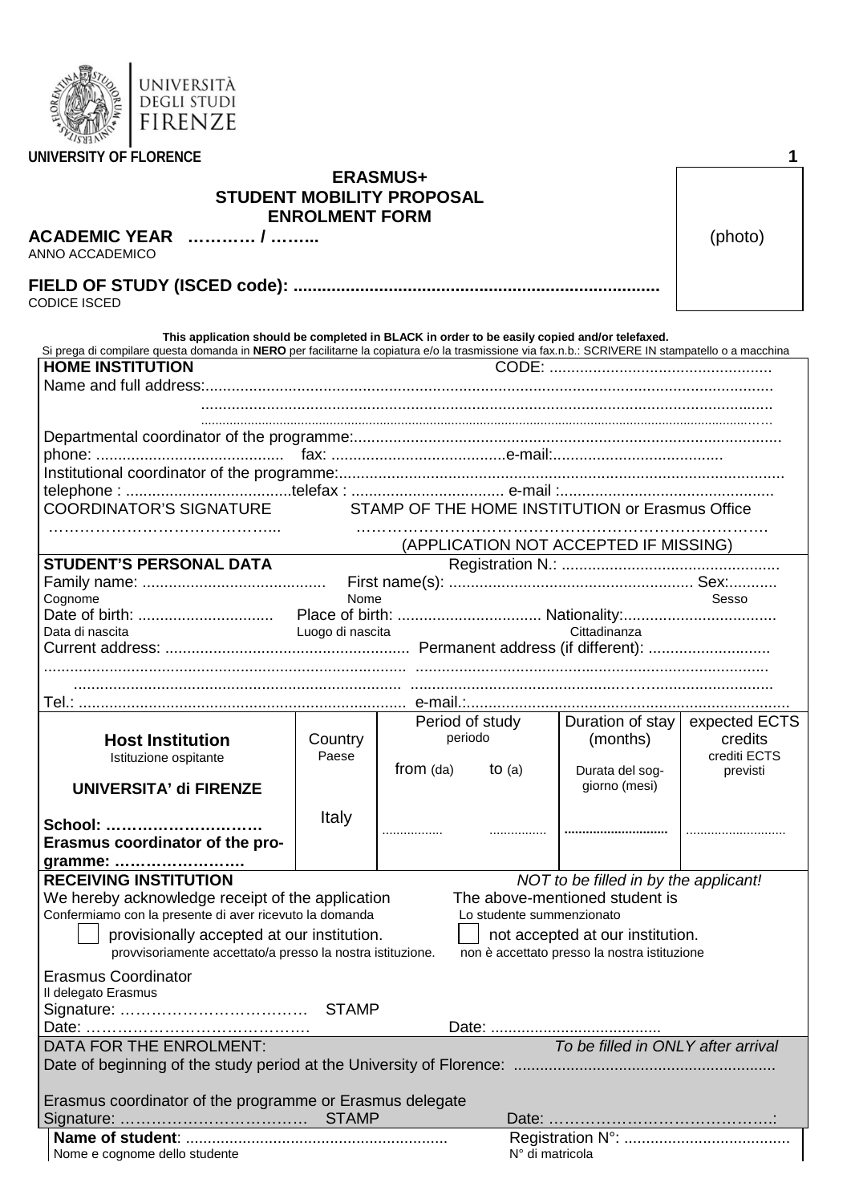UNIVERSITÀ DEGLI STUDI FIRENZE

**UNIVERSITY OF FLORENCE**

# ERASMUS+
## STUDENT MOBILITY PROPOSAL
## ENROLMENT FORM

(photo)

**ACADEMIC YEAR ………. / ……..**
ANNO ACCADEMICO

**FIELD OF STUDY (ISCED code): ............................................................................**
CODICE ISCED

**This application should be completed in BLACK in order to be easily copied and/or telefaxed.**
Si prega di compilare questa domanda in **NERO** per facilitarne la copiatura e/o la trasmissione via fax.n.b.: SCRIVERE IN stampatello o a macchina

**HOME INSTITUTION** CODE: ..................................................

Name and full address:...........................................................................................................................

.....................................................................................................................................

.....................................................................................................................................

Departmental coordinator of the programme:..................................................................................................

phone: ........................................... fax: ........................................e-mail:.......................................

Institutional coordinator of the programme:.....................................................................................................

telephone : ......................................telefax : .................................. e-mail :.................................................

COORDINATOR'S SIGNATURE STAMP OF THE HOME INSTITUTION or Erasmus Office

……………………………………... ………………………………………………………………….

(APPLICATION NOT ACCEPTED IF MISSING)

**STUDENT'S PERSONAL DATA** Registration N.: .................................................

Family name: .......................................... First name(s): ....................................................... Sex:...........
Cognome / Nome / Sesso

Date of birth: ............................... Place of birth: ................................ Nationality:..................................
Data di nascita / Luogo di nascita / Cittadinanza

Current address: ....................................................... Permanent address (if different): ...........................

.................................................................................. ..........................................................................

.......................................................................... ..........................................................................

Tel.: .......................................................................... e-mail.:...........................................................................

| **Host Institution** Istituzione ospitante **UNIVERSITA' di FIRENZE** **School: …………………………** **Erasmus coordinator of the programme: ……………………** | Country Paese | Period of study periodo | | Duration of stay (months) Durata del soggiorno (mesi) | expected ECTS credits crediti ECTS previsti |
|---|---|---|---|---|---|
| | | from (da) | to (a) | | |
| | Italy | ................ | ............... | .......................... | ........................... |

**RECEIVING INSTITUTION** *NOT to be filled in by the applicant!*

We hereby acknowledge receipt of the application The above-mentioned student is
Confermiamo con la presente di aver ricevuto la domanda Lo studente summenzionato

☐ provisionally accepted at our institution. ☐ not accepted at our institution.
provvisoriamente accettato/a presso la nostra istituzione. non è accettato presso la nostra istituzione

Erasmus Coordinator
Il delegato Erasmus

Signature: ……………………………… STAMP

Date: …………………………………… Date: .......................................

DATA FOR THE ENROLMENT: *To be filled in ONLY after arrival*

Date of beginning of the study period at the University of Florence: ..........................................................

Erasmus coordinator of the programme or Erasmus delegate

Signature: ……………………………… STAMP Date: …………………………………….:

**Name of student**: ........................................................... Registration N°: ......................................
Nome e cognome dello studente / N° di matricola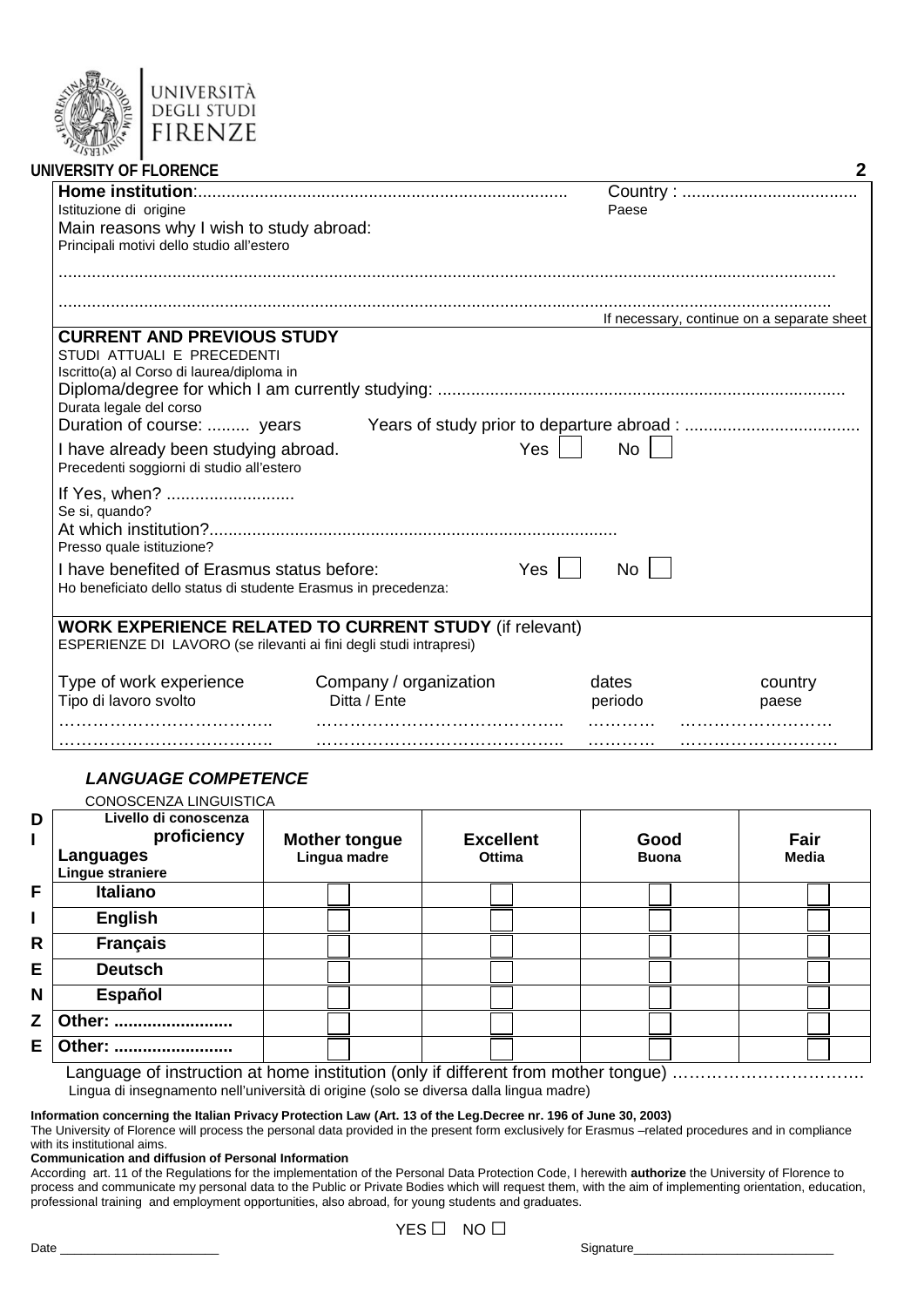UNIVERSITÀ DEGLI STUDI FIRENZE

**UNIVERSITY OF FLORENCE**

**Home institution**:............................................................................. Country : .....................................
Istituzione di origine Paese

Main reasons why I wish to study abroad:
Principali motivi dello studio all'estero

.................................................................................................................................................................

.................................................................................................................................................................

If necessary, continue on a separate sheet

**CURRENT AND PREVIOUS STUDY**
STUDI ATTUALI E PRECEDENTI
Iscritto(a) al Corso di laurea/diploma in
Diploma/degree for which I am currently studying: ....................................................................................
Durata legale del corso
Duration of course: ......... years Years of study prior to departure abroad : ....................................

I have already been studying abroad. Yes ☐ No ☐
Precedenti soggiorni di studio all'estero

If Yes, when? ...........................
Se si, quando?
At which institution?.....................................................................................
Presso quale istituzione?

I have benefited of Erasmus status before: Yes ☐ No ☐
Ho beneficiato dello status di studente Erasmus in precedenza:

**WORK EXPERIENCE RELATED TO CURRENT STUDY** (if relevant)
ESPERIENZE DI LAVORO (se rilevanti ai fini degli studi intrapresi)

| Type of work experience<br>Tipo di lavoro svolto | Company / organization<br>Ditta / Ente | dates<br>periodo | country<br>paese |
|---|---|---|---|
| ……………………………….. | …………………………………….. | ………… | ……………………… |
| ……………………………….. | …………………………………….. | ………… | ……………………… |

### *LANGUAGE COMPETENCE*

CONOSCENZA LINGUISTICA

| | Livello di conoscenza **proficiency**<br>**Languages**<br>**Lingue straniere** | **Mother tongue**<br>**Lingua madre** | **Excellent**<br>**Ottima** | **Good**<br>**Buona** | **Fair**<br>**Media** |
|---|---|---|---|---|---|
| **D I F** | **Italiano** | ☐ | ☐ | ☐ | ☐ |
| **I** | **English** | ☐ | ☐ | ☐ | ☐ |
| **R** | **Français** | ☐ | ☐ | ☐ | ☐ |
| **E** | **Deutsch** | ☐ | ☐ | ☐ | ☐ |
| **N** | **Español** | ☐ | ☐ | ☐ | ☐ |
| **Z** | **Other: .........................** | ☐ | ☐ | ☐ | ☐ |
| **E** | **Other: .........................** | ☐ | ☐ | ☐ | ☐ |

Language of instruction at home institution (only if different from mother tongue) …………………………….
Lingua di insegnamento nell'università di origine (solo se diversa dalla lingua madre)

**Information concerning the Italian Privacy Protection Law (Art. 13 of the Leg.Decree nr. 196 of June 30, 2003)**
The University of Florence will process the personal data provided in the present form exclusively for Erasmus –related procedures and in compliance with its institutional aims.

**Communication and diffusion of Personal Information**
According art. 11 of the Regulations for the implementation of the Personal Data Protection Code, I herewith **authorize** the University of Florence to process and communicate my personal data to the Public or Private Bodies which will request them, with the aim of implementing orientation, education, professional training and employment opportunities, also abroad, for young students and graduates.

YES ☐ NO ☐

Date _______________________ Signature____________________________